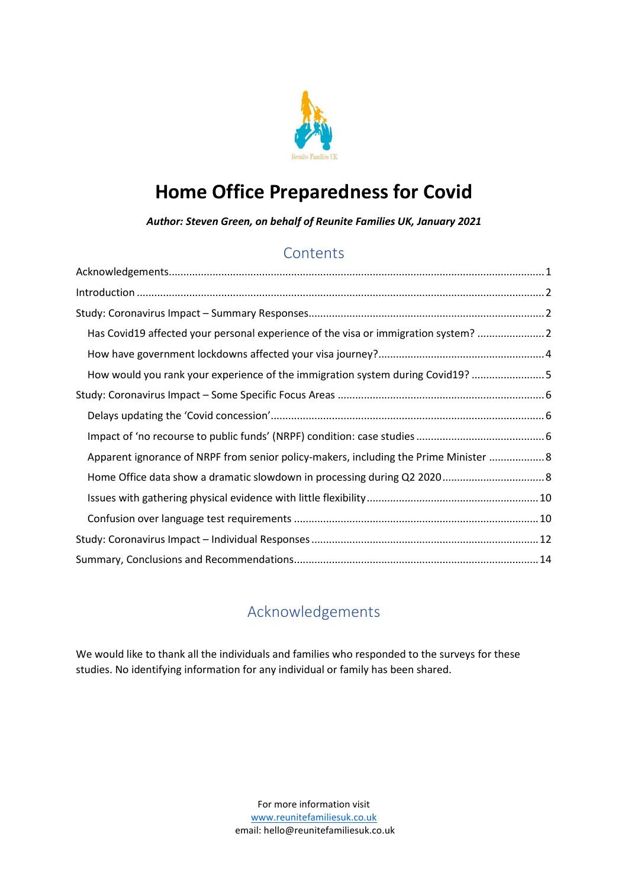Reunite Families UK

# Home Office Preparedness for Covid

***Author: Steven Green, on behalf of Reunite Families UK, January 2021***

## Contents

- Acknowledgements 1
- Introduction 2
- Study: Coronavirus Impact – Summary Responses 2
  - Has Covid19 affected your personal experience of the visa or immigration system? 2
  - How have government lockdowns affected your visa journey? 4
  - How would you rank your experience of the immigration system during Covid19? 5
- Study: Coronavirus Impact – Some Specific Focus Areas 6
  - Delays updating the 'Covid concession' 6
  - Impact of 'no recourse to public funds' (NRPF) condition: case studies 6
  - Apparent ignorance of NRPF from senior policy-makers, including the Prime Minister 8
  - Home Office data show a dramatic slowdown in processing during Q2 2020 8
  - Issues with gathering physical evidence with little flexibility 10
  - Confusion over language test requirements 10
- Study: Coronavirus Impact – Individual Responses 12
- Summary, Conclusions and Recommendations 14

## Acknowledgements

We would like to thank all the individuals and families who responded to the surveys for these studies. No identifying information for any individual or family has been shared.

For more information visit
www.reunitefamiliesuk.co.uk
email: hello@reunitefamiliesuk.co.uk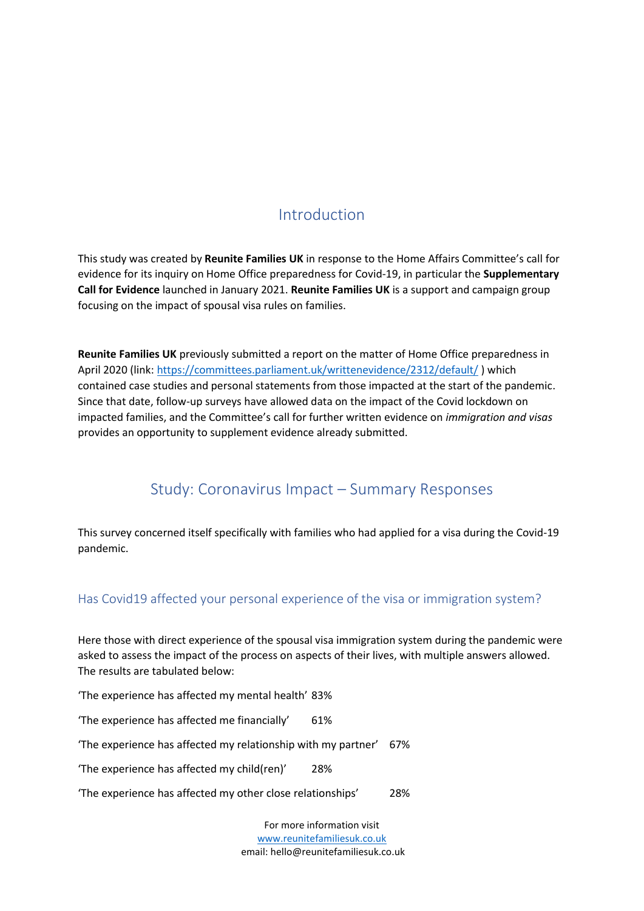## Introduction

This study was created by **Reunite Families UK** in response to the Home Affairs Committee's call for evidence for its inquiry on Home Office preparedness for Covid-19, in particular the **Supplementary Call for Evidence** launched in January 2021. **Reunite Families UK** is a support and campaign group focusing on the impact of spousal visa rules on families.

**Reunite Families UK** previously submitted a report on the matter of Home Office preparedness in April 2020 (link: https://committees.parliament.uk/writtenevidence/2312/default/ ) which contained case studies and personal statements from those impacted at the start of the pandemic. Since that date, follow-up surveys have allowed data on the impact of the Covid lockdown on impacted families, and the Committee's call for further written evidence on *immigration and visas* provides an opportunity to supplement evidence already submitted.

## Study: Coronavirus Impact – Summary Responses

This survey concerned itself specifically with families who had applied for a visa during the Covid-19 pandemic.

### Has Covid19 affected your personal experience of the visa or immigration system?

Here those with direct experience of the spousal visa immigration system during the pandemic were asked to assess the impact of the process on aspects of their lives, with multiple answers allowed. The results are tabulated below:

| Response | % |
|---|---|
| 'The experience has affected my mental health' | 83% |
| 'The experience has affected me financially' | 61% |
| 'The experience has affected my relationship with my partner' | 67% |
| 'The experience has affected my child(ren)' | 28% |
| 'The experience has affected my other close relationships' | 28% |

For more information visit
www.reunitefamiliesuk.co.uk
email: hello@reunitefamiliesuk.co.uk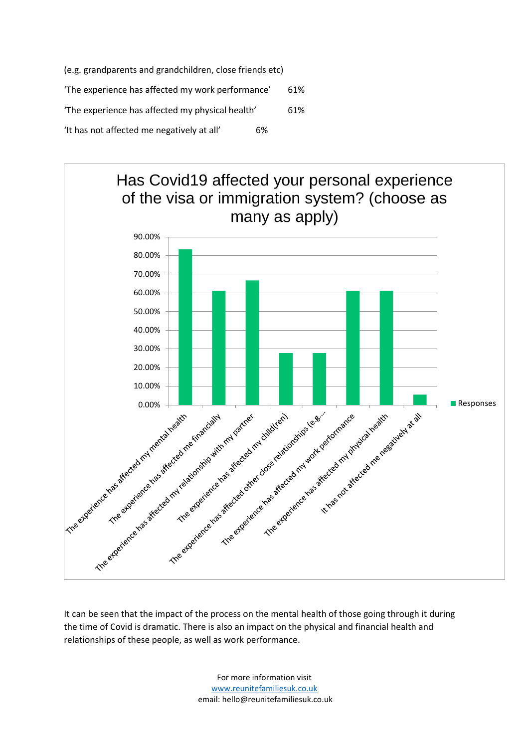(e.g. grandparents and grandchildren, close friends etc)

'The experience has affected my work performance' 61%

'The experience has affected my physical health' 61%

'It has not affected me negatively at all' 6%

**Has Covid19 affected your personal experience of the visa or immigration system? (choose as many as apply)**

| Response | Responses |
|---|---|
| The experience has affected my mental health | ~83% |
| The experience has affected me financially | ~61% |
| The experience has affected my relationship with my partner | ~67% |
| The experience has affected my child(ren) | ~28% |
| The experience has affected other close relationships (e.g.… | ~28% |
| The experience has affected my work performance | ~61% |
| The experience has affected my physical health | ~61% |
| It has not affected me negatively at all | ~6% |

It can be seen that the impact of the process on the mental health of those going through it during the time of Covid is dramatic. There is also an impact on the physical and financial health and relationships of these people, as well as work performance.

For more information visit
www.reunitefamiliesuk.co.uk
email: hello@reunitefamiliesuk.co.uk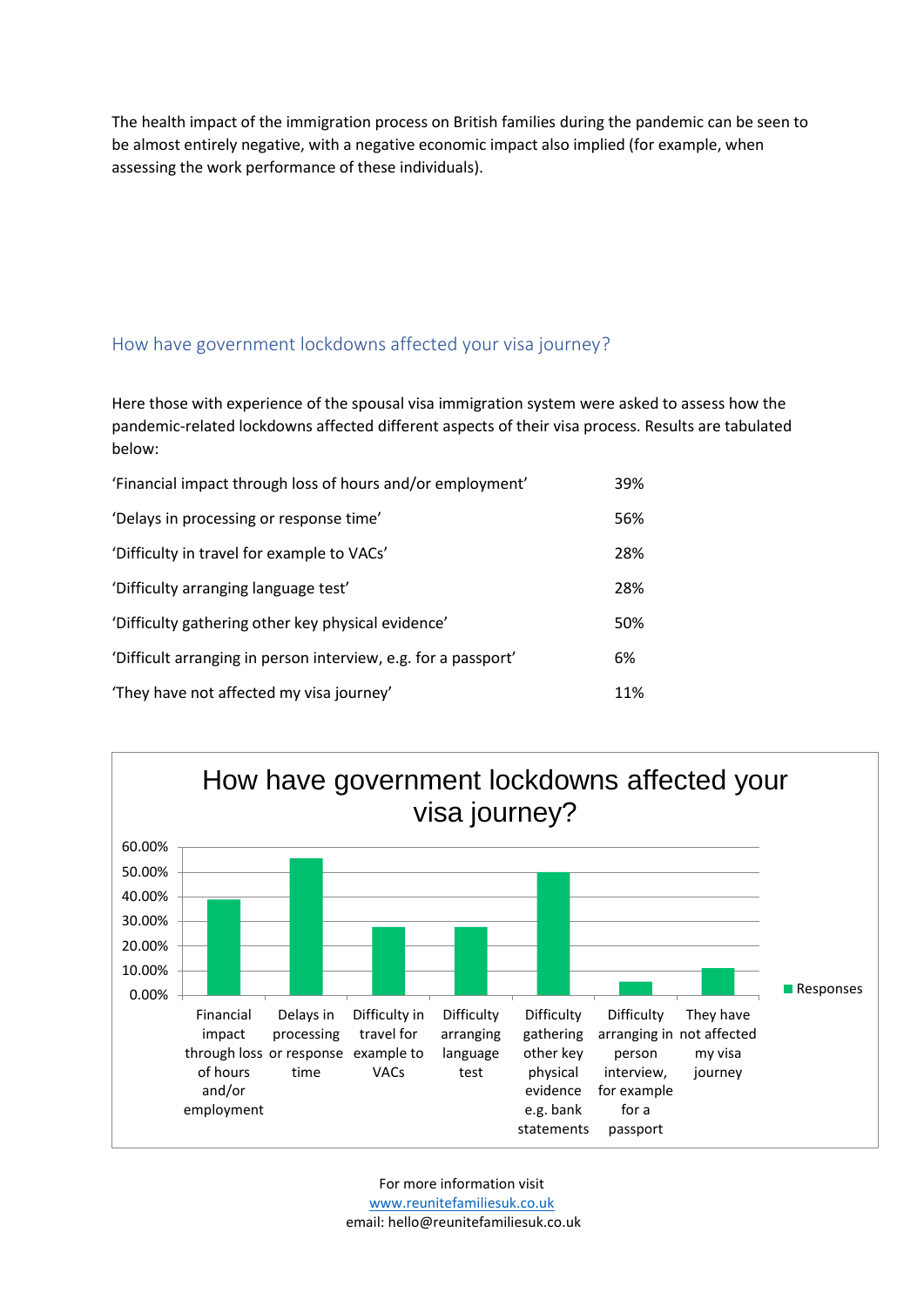The health impact of the immigration process on British families during the pandemic can be seen to be almost entirely negative, with a negative economic impact also implied (for example, when assessing the work performance of these individuals).

## How have government lockdowns affected your visa journey?

Here those with experience of the spousal visa immigration system were asked to assess how the pandemic-related lockdowns affected different aspects of their visa process. Results are tabulated below:

| | |
|---|---|
| 'Financial impact through loss of hours and/or employment' | 39% |
| 'Delays in processing or response time' | 56% |
| 'Difficulty in travel for example to VACs' | 28% |
| 'Difficulty arranging language test' | 28% |
| 'Difficulty gathering other key physical evidence' | 50% |
| 'Difficult arranging in person interview, e.g. for a passport' | 6% |
| 'They have not affected my visa journey' | 11% |

**How have government lockdowns affected your visa journey?**

| | Responses |
|---|---|
| Financial impact through loss of hours and/or employment | 39% |
| Delays in processing or response time | 56% |
| Difficulty in travel for example to VACs | 28% |
| Difficulty arranging language test | 28% |
| Difficulty gathering other key physical evidence e.g. bank statements | 50% |
| Difficulty arranging in person interview, for example for a passport | 6% |
| They have not affected my visa journey | 11% |

For more information visit
www.reunitefamiliesuk.co.uk
email: hello@reunitefamiliesuk.co.uk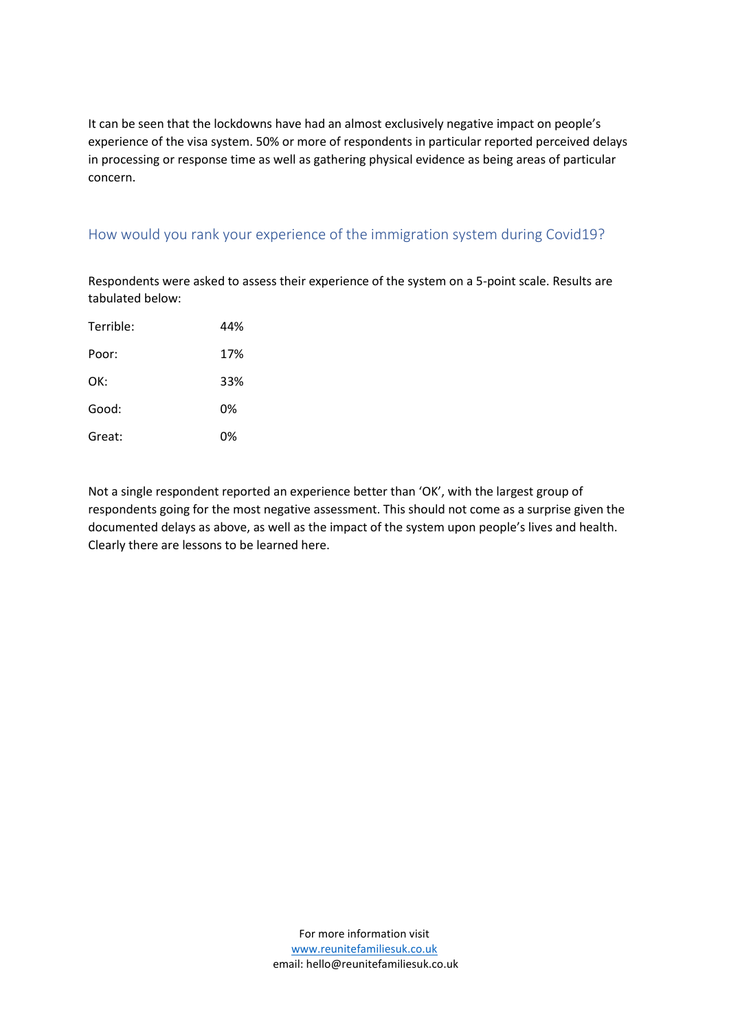It can be seen that the lockdowns have had an almost exclusively negative impact on people's experience of the visa system. 50% or more of respondents in particular reported perceived delays in processing or response time as well as gathering physical evidence as being areas of particular concern.

## How would you rank your experience of the immigration system during Covid19?

Respondents were asked to assess their experience of the system on a 5-point scale. Results are tabulated below:

| | |
|---|---|
| Terrible: | 44% |
| Poor: | 17% |
| OK: | 33% |
| Good: | 0% |
| Great: | 0% |

Not a single respondent reported an experience better than 'OK', with the largest group of respondents going for the most negative assessment. This should not come as a surprise given the documented delays as above, as well as the impact of the system upon people's lives and health. Clearly there are lessons to be learned here.

For more information visit
www.reunitefamiliesuk.co.uk
email: hello@reunitefamiliesuk.co.uk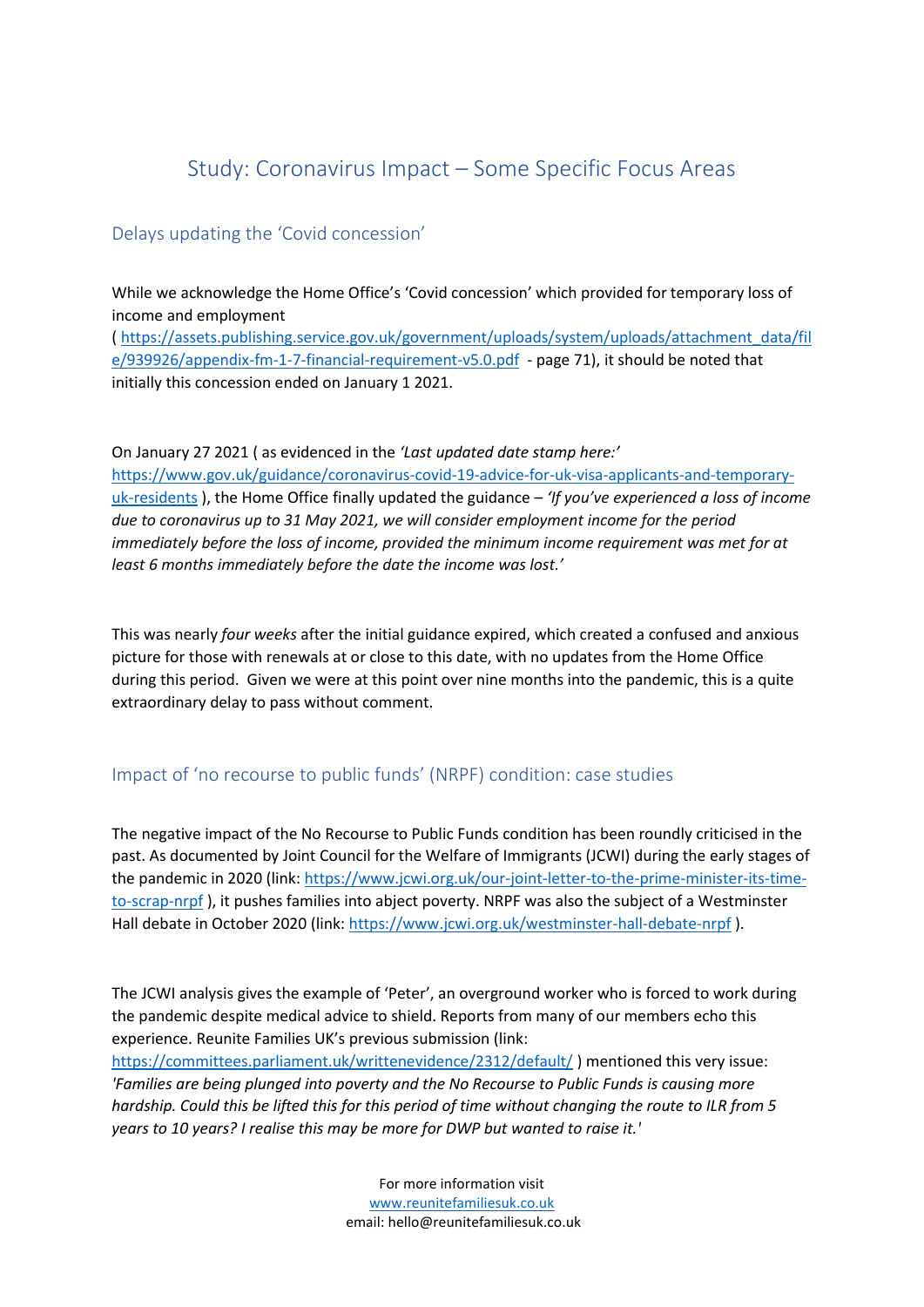# Study: Coronavirus Impact – Some Specific Focus Areas

## Delays updating the 'Covid concession'

While we acknowledge the Home Office's 'Covid concession' which provided for temporary loss of income and employment ( https://assets.publishing.service.gov.uk/government/uploads/system/uploads/attachment_data/file/939926/appendix-fm-1-7-financial-requirement-v5.0.pdf - page 71), it should be noted that initially this concession ended on January 1 2021.

On January 27 2021 ( as evidenced in the *'Last updated date stamp here:'* https://www.gov.uk/guidance/coronavirus-covid-19-advice-for-uk-visa-applicants-and-temporary-uk-residents ), the Home Office finally updated the guidance – *'If you've experienced a loss of income due to coronavirus up to 31 May 2021, we will consider employment income for the period immediately before the loss of income, provided the minimum income requirement was met for at least 6 months immediately before the date the income was lost.'*

This was nearly *four weeks* after the initial guidance expired, which created a confused and anxious picture for those with renewals at or close to this date, with no updates from the Home Office during this period. Given we were at this point over nine months into the pandemic, this is a quite extraordinary delay to pass without comment.

## Impact of 'no recourse to public funds' (NRPF) condition: case studies

The negative impact of the No Recourse to Public Funds condition has been roundly criticised in the past. As documented by Joint Council for the Welfare of Immigrants (JCWI) during the early stages of the pandemic in 2020 (link: https://www.jcwi.org.uk/our-joint-letter-to-the-prime-minister-its-time-to-scrap-nrpf ), it pushes families into abject poverty. NRPF was also the subject of a Westminster Hall debate in October 2020 (link: https://www.jcwi.org.uk/westminster-hall-debate-nrpf ).

The JCWI analysis gives the example of 'Peter', an overground worker who is forced to work during the pandemic despite medical advice to shield. Reports from many of our members echo this experience. Reunite Families UK's previous submission (link: https://committees.parliament.uk/writtenevidence/2312/default/ ) mentioned this very issue: *'Families are being plunged into poverty and the No Recourse to Public Funds is causing more hardship. Could this be lifted this for this period of time without changing the route to ILR from 5 years to 10 years? I realise this may be more for DWP but wanted to raise it.'*

For more information visit
www.reunitefamiliesuk.co.uk
email: hello@reunitefamiliesuk.co.uk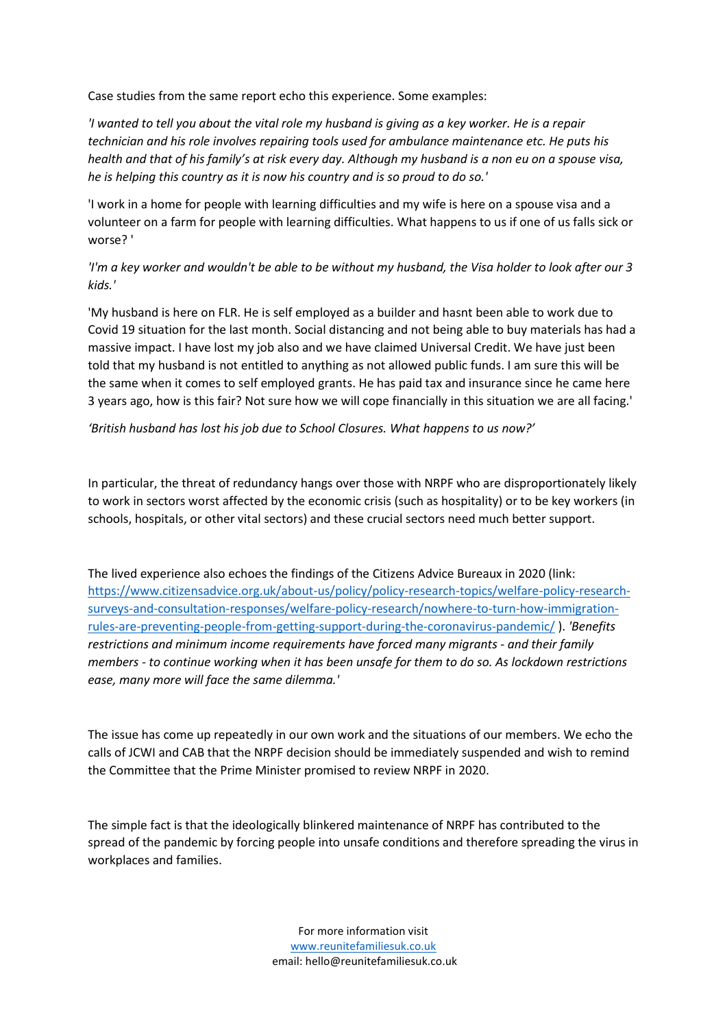Case studies from the same report echo this experience. Some examples:

*'I wanted to tell you about the vital role my husband is giving as a key worker. He is a repair technician and his role involves repairing tools used for ambulance maintenance etc. He puts his health and that of his family's at risk every day. Although my husband is a non eu on a spouse visa, he is helping this country as it is now his country and is so proud to do so.'*

'I work in a home for people with learning difficulties and my wife is here on a spouse visa and a volunteer on a farm for people with learning difficulties. What happens to us if one of us falls sick or worse? '

*'I'm a key worker and wouldn't be able to be without my husband, the Visa holder to look after our 3 kids.'*

'My husband is here on FLR. He is self employed as a builder and hasnt been able to work due to Covid 19 situation for the last month. Social distancing and not being able to buy materials has had a massive impact. I have lost my job also and we have claimed Universal Credit. We have just been told that my husband is not entitled to anything as not allowed public funds. I am sure this will be the same when it comes to self employed grants. He has paid tax and insurance since he came here 3 years ago, how is this fair? Not sure how we will cope financially in this situation we are all facing.'

*'British husband has lost his job due to School Closures. What happens to us now?'*

In particular, the threat of redundancy hangs over those with NRPF who are disproportionately likely to work in sectors worst affected by the economic crisis (such as hospitality) or to be key workers (in schools, hospitals, or other vital sectors) and these crucial sectors need much better support.

The lived experience also echoes the findings of the Citizens Advice Bureaux in 2020 (link: https://www.citizensadvice.org.uk/about-us/policy/policy-research-topics/welfare-policy-research-surveys-and-consultation-responses/welfare-policy-research/nowhere-to-turn-how-immigration-rules-are-preventing-people-from-getting-support-during-the-coronavirus-pandemic/ ). *'Benefits restrictions and minimum income requirements have forced many migrants - and their family members - to continue working when it has been unsafe for them to do so. As lockdown restrictions ease, many more will face the same dilemma.'*

The issue has come up repeatedly in our own work and the situations of our members. We echo the calls of JCWI and CAB that the NRPF decision should be immediately suspended and wish to remind the Committee that the Prime Minister promised to review NRPF in 2020.

The simple fact is that the ideologically blinkered maintenance of NRPF has contributed to the spread of the pandemic by forcing people into unsafe conditions and therefore spreading the virus in workplaces and families.

For more information visit www.reunitefamiliesuk.co.uk
email: hello@reunitefamiliesuk.co.uk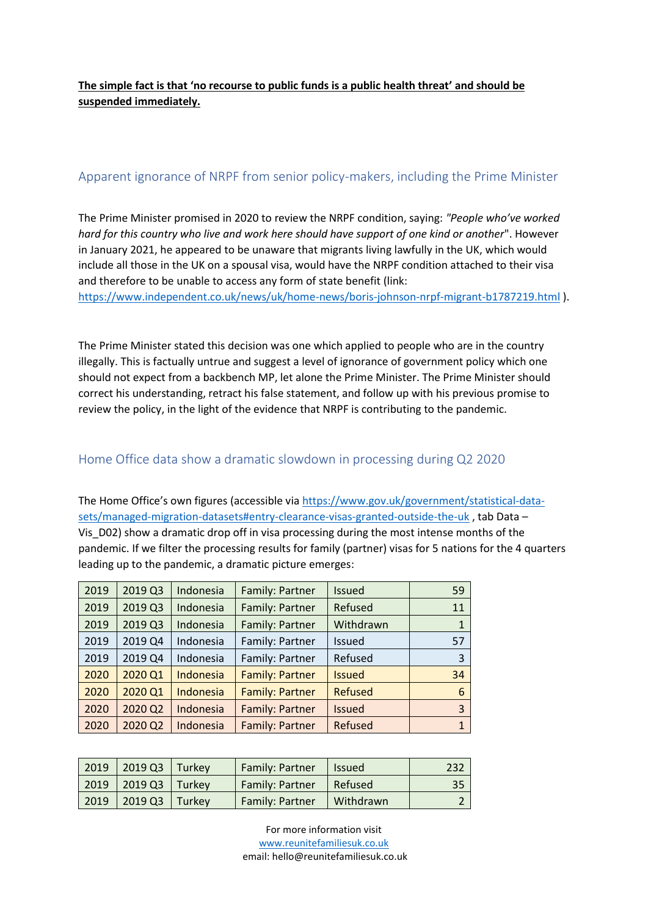**The simple fact is that 'no recourse to public funds is a public health threat' and should be suspended immediately.**

## Apparent ignorance of NRPF from senior policy-makers, including the Prime Minister

The Prime Minister promised in 2020 to review the NRPF condition, saying: *"People who've worked hard for this country who live and work here should have support of one kind or another*". However in January 2021, he appeared to be unaware that migrants living lawfully in the UK, which would include all those in the UK on a spousal visa, would have the NRPF condition attached to their visa and therefore to be unable to access any form of state benefit (link: [https://www.independent.co.uk/news/uk/home-news/boris-johnson-nrpf-migrant-b1787219.html](https://www.independent.co.uk/news/uk/home-news/boris-johnson-nrpf-migrant-b1787219.html) ).

The Prime Minister stated this decision was one which applied to people who are in the country illegally. This is factually untrue and suggest a level of ignorance of government policy which one should not expect from a backbench MP, let alone the Prime Minister. The Prime Minister should correct his understanding, retract his false statement, and follow up with his previous promise to review the policy, in the light of the evidence that NRPF is contributing to the pandemic.

## Home Office data show a dramatic slowdown in processing during Q2 2020

The Home Office's own figures (accessible via [https://www.gov.uk/government/statistical-data-sets/managed-migration-datasets#entry-clearance-visas-granted-outside-the-uk](https://www.gov.uk/government/statistical-data-sets/managed-migration-datasets#entry-clearance-visas-granted-outside-the-uk) , tab Data – Vis_D02) show a dramatic drop off in visa processing during the most intense months of the pandemic. If we filter the processing results for family (partner) visas for 5 nations for the 4 quarters leading up to the pandemic, a dramatic picture emerges:

| | | | | | |
|---|---|---|---|---|---|
| 2019 | 2019 Q3 | Indonesia | Family: Partner | Issued | 59 |
| 2019 | 2019 Q3 | Indonesia | Family: Partner | Refused | 11 |
| 2019 | 2019 Q3 | Indonesia | Family: Partner | Withdrawn | 1 |
| 2019 | 2019 Q4 | Indonesia | Family: Partner | Issued | 57 |
| 2019 | 2019 Q4 | Indonesia | Family: Partner | Refused | 3 |
| 2020 | 2020 Q1 | Indonesia | Family: Partner | Issued | 34 |
| 2020 | 2020 Q1 | Indonesia | Family: Partner | Refused | 6 |
| 2020 | 2020 Q2 | Indonesia | Family: Partner | Issued | 3 |
| 2020 | 2020 Q2 | Indonesia | Family: Partner | Refused | 1 |

| | | | | | |
|---|---|---|---|---|---|
| 2019 | 2019 Q3 | Turkey | Family: Partner | Issued | 232 |
| 2019 | 2019 Q3 | Turkey | Family: Partner | Refused | 35 |
| 2019 | 2019 Q3 | Turkey | Family: Partner | Withdrawn | 2 |

For more information visit
[www.reunitefamiliesuk.co.uk](http://www.reunitefamiliesuk.co.uk)
email: hello@reunitefamiliesuk.co.uk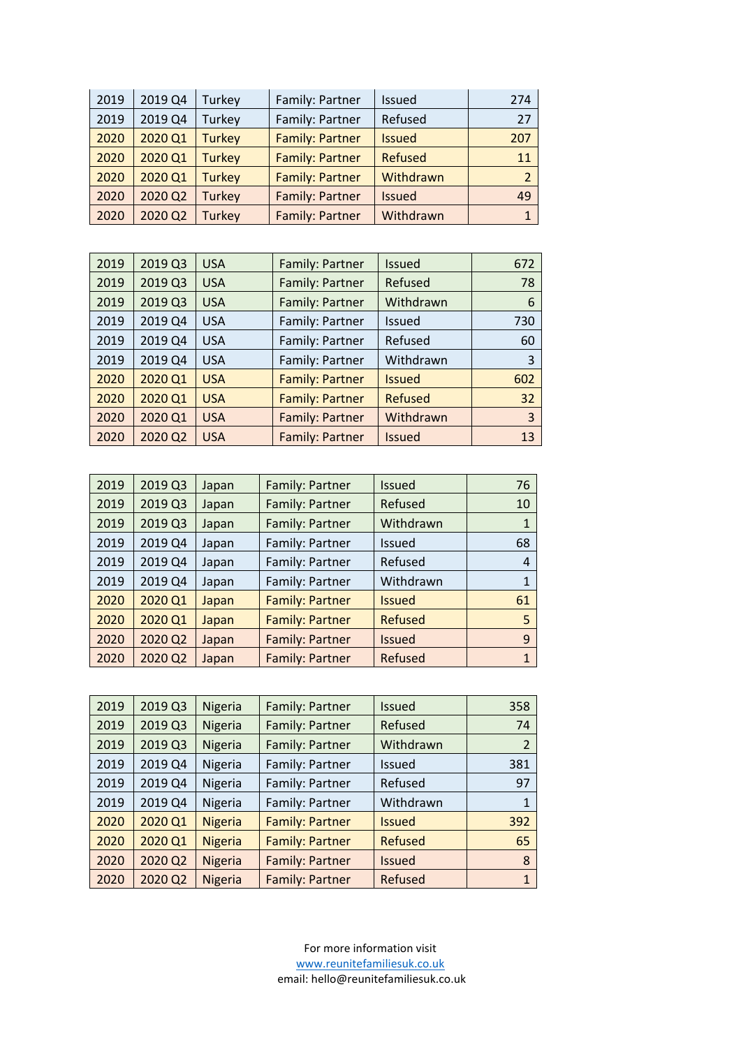| | | | | | |
|---|---|---|---|---|---|
| 2019 | 2019 Q4 | Turkey | Family: Partner | Issued | 274 |
| 2019 | 2019 Q4 | Turkey | Family: Partner | Refused | 27 |
| 2020 | 2020 Q1 | Turkey | Family: Partner | Issued | 207 |
| 2020 | 2020 Q1 | Turkey | Family: Partner | Refused | 11 |
| 2020 | 2020 Q1 | Turkey | Family: Partner | Withdrawn | 2 |
| 2020 | 2020 Q2 | Turkey | Family: Partner | Issued | 49 |
| 2020 | 2020 Q2 | Turkey | Family: Partner | Withdrawn | 1 |

| | | | | | |
|---|---|---|---|---|---|
| 2019 | 2019 Q3 | USA | Family: Partner | Issued | 672 |
| 2019 | 2019 Q3 | USA | Family: Partner | Refused | 78 |
| 2019 | 2019 Q3 | USA | Family: Partner | Withdrawn | 6 |
| 2019 | 2019 Q4 | USA | Family: Partner | Issued | 730 |
| 2019 | 2019 Q4 | USA | Family: Partner | Refused | 60 |
| 2019 | 2019 Q4 | USA | Family: Partner | Withdrawn | 3 |
| 2020 | 2020 Q1 | USA | Family: Partner | Issued | 602 |
| 2020 | 2020 Q1 | USA | Family: Partner | Refused | 32 |
| 2020 | 2020 Q1 | USA | Family: Partner | Withdrawn | 3 |
| 2020 | 2020 Q2 | USA | Family: Partner | Issued | 13 |

| | | | | | |
|---|---|---|---|---|---|
| 2019 | 2019 Q3 | Japan | Family: Partner | Issued | 76 |
| 2019 | 2019 Q3 | Japan | Family: Partner | Refused | 10 |
| 2019 | 2019 Q3 | Japan | Family: Partner | Withdrawn | 1 |
| 2019 | 2019 Q4 | Japan | Family: Partner | Issued | 68 |
| 2019 | 2019 Q4 | Japan | Family: Partner | Refused | 4 |
| 2019 | 2019 Q4 | Japan | Family: Partner | Withdrawn | 1 |
| 2020 | 2020 Q1 | Japan | Family: Partner | Issued | 61 |
| 2020 | 2020 Q1 | Japan | Family: Partner | Refused | 5 |
| 2020 | 2020 Q2 | Japan | Family: Partner | Issued | 9 |
| 2020 | 2020 Q2 | Japan | Family: Partner | Refused | 1 |

| | | | | | |
|---|---|---|---|---|---|
| 2019 | 2019 Q3 | Nigeria | Family: Partner | Issued | 358 |
| 2019 | 2019 Q3 | Nigeria | Family: Partner | Refused | 74 |
| 2019 | 2019 Q3 | Nigeria | Family: Partner | Withdrawn | 2 |
| 2019 | 2019 Q4 | Nigeria | Family: Partner | Issued | 381 |
| 2019 | 2019 Q4 | Nigeria | Family: Partner | Refused | 97 |
| 2019 | 2019 Q4 | Nigeria | Family: Partner | Withdrawn | 1 |
| 2020 | 2020 Q1 | Nigeria | Family: Partner | Issued | 392 |
| 2020 | 2020 Q1 | Nigeria | Family: Partner | Refused | 65 |
| 2020 | 2020 Q2 | Nigeria | Family: Partner | Issued | 8 |
| 2020 | 2020 Q2 | Nigeria | Family: Partner | Refused | 1 |

For more information visit
www.reunitefamiliesuk.co.uk
email: hello@reunitefamiliesuk.co.uk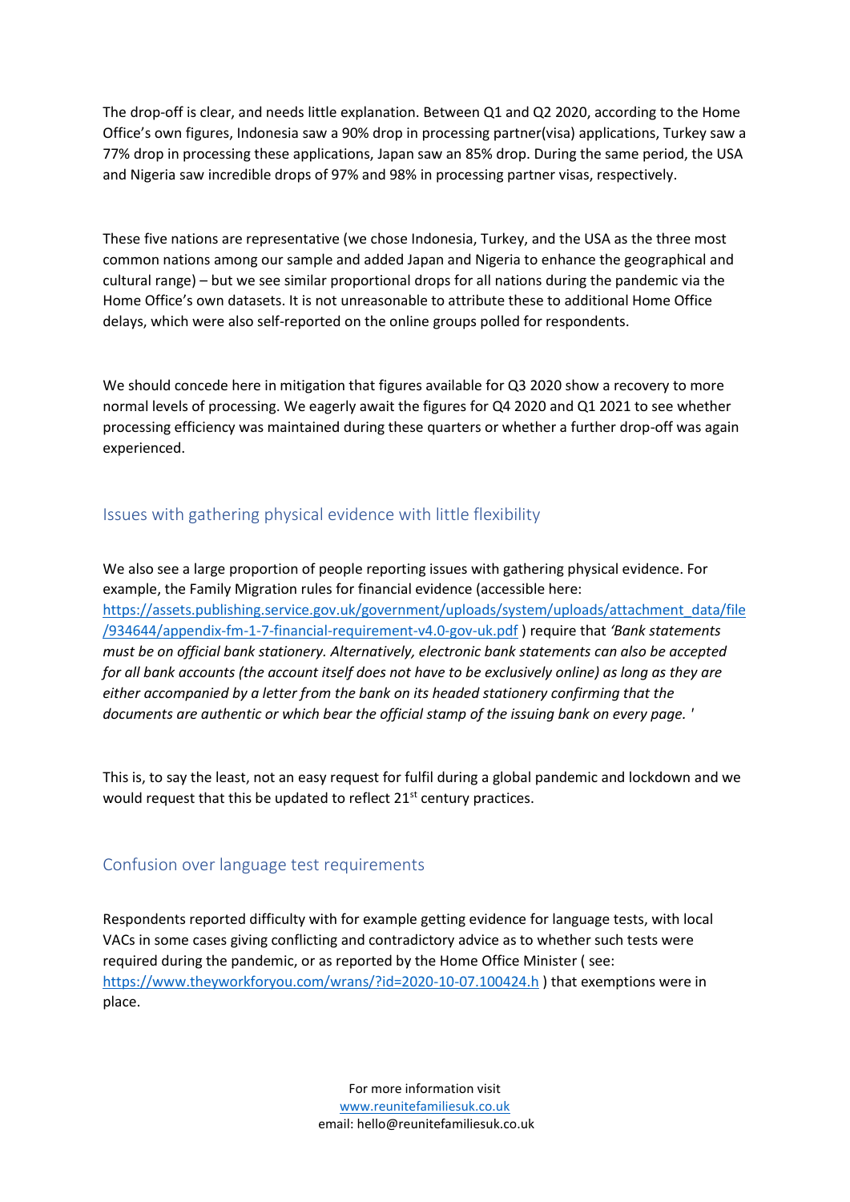The drop-off is clear, and needs little explanation. Between Q1 and Q2 2020, according to the Home Office's own figures, Indonesia saw a 90% drop in processing partner(visa) applications, Turkey saw a 77% drop in processing these applications, Japan saw an 85% drop. During the same period, the USA and Nigeria saw incredible drops of 97% and 98% in processing partner visas, respectively.

These five nations are representative (we chose Indonesia, Turkey, and the USA as the three most common nations among our sample and added Japan and Nigeria to enhance the geographical and cultural range) – but we see similar proportional drops for all nations during the pandemic via the Home Office's own datasets. It is not unreasonable to attribute these to additional Home Office delays, which were also self-reported on the online groups polled for respondents.

We should concede here in mitigation that figures available for Q3 2020 show a recovery to more normal levels of processing. We eagerly await the figures for Q4 2020 and Q1 2021 to see whether processing efficiency was maintained during these quarters or whether a further drop-off was again experienced.

## Issues with gathering physical evidence with little flexibility

We also see a large proportion of people reporting issues with gathering physical evidence. For example, the Family Migration rules for financial evidence (accessible here: https://assets.publishing.service.gov.uk/government/uploads/system/uploads/attachment_data/file/934644/appendix-fm-1-7-financial-requirement-v4.0-gov-uk.pdf ) require that *'Bank statements must be on official bank stationery. Alternatively, electronic bank statements can also be accepted for all bank accounts (the account itself does not have to be exclusively online) as long as they are either accompanied by a letter from the bank on its headed stationery confirming that the documents are authentic or which bear the official stamp of the issuing bank on every page. '*

This is, to say the least, not an easy request for fulfil during a global pandemic and lockdown and we would request that this be updated to reflect 21st century practices.

## Confusion over language test requirements

Respondents reported difficulty with for example getting evidence for language tests, with local VACs in some cases giving conflicting and contradictory advice as to whether such tests were required during the pandemic, or as reported by the Home Office Minister ( see: https://www.theyworkforyou.com/wrans/?id=2020-10-07.100424.h ) that exemptions were in place.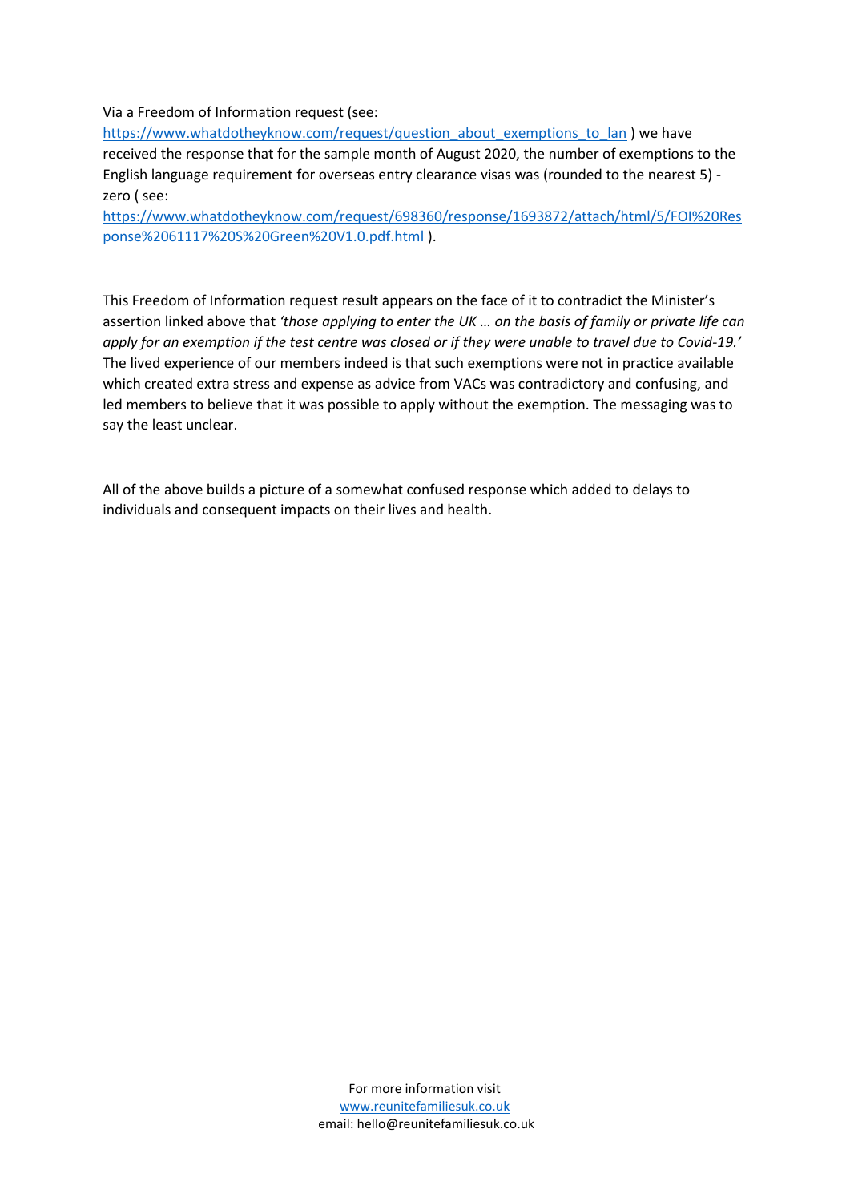Via a Freedom of Information request (see: [https://www.whatdotheyknow.com/request/question_about_exemptions_to_lan](https://www.whatdotheyknow.com/request/question_about_exemptions_to_lan) ) we have received the response that for the sample month of August 2020, the number of exemptions to the English language requirement for overseas entry clearance visas was (rounded to the nearest 5) - zero ( see: [https://www.whatdotheyknow.com/request/698360/response/1693872/attach/html/5/FOI%20Response%2061117%20S%20Green%20V1.0.pdf.html](https://www.whatdotheyknow.com/request/698360/response/1693872/attach/html/5/FOI%20Response%2061117%20S%20Green%20V1.0.pdf.html) ).

This Freedom of Information request result appears on the face of it to contradict the Minister's assertion linked above that *'those applying to enter the UK … on the basis of family or private life can apply for an exemption if the test centre was closed or if they were unable to travel due to Covid-19.'* The lived experience of our members indeed is that such exemptions were not in practice available which created extra stress and expense as advice from VACs was contradictory and confusing, and led members to believe that it was possible to apply without the exemption. The messaging was to say the least unclear.

All of the above builds a picture of a somewhat confused response which added to delays to individuals and consequent impacts on their lives and health.

For more information visit
[www.reunitefamiliesuk.co.uk](http://www.reunitefamiliesuk.co.uk)
email: hello@reunitefamiliesuk.co.uk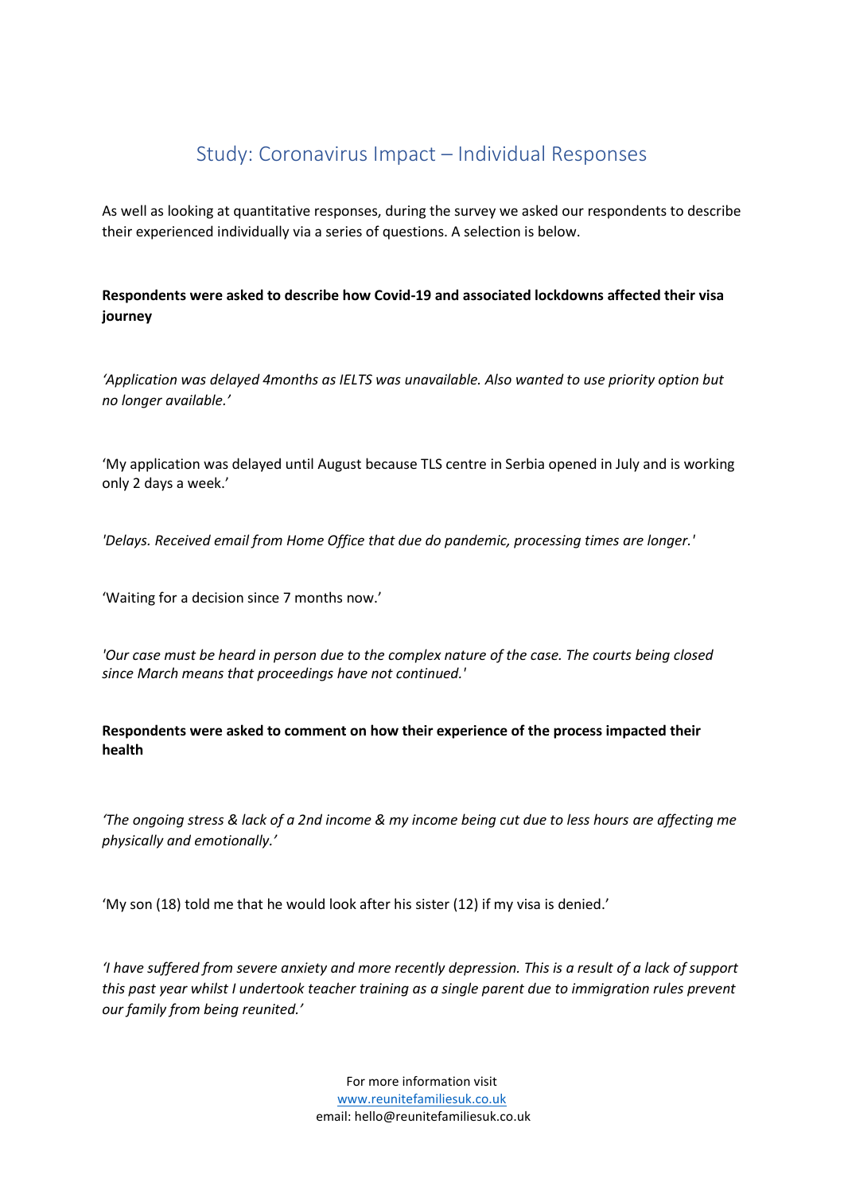# Study: Coronavirus Impact – Individual Responses

As well as looking at quantitative responses, during the survey we asked our respondents to describe their experienced individually via a series of questions. A selection is below.

**Respondents were asked to describe how Covid-19 and associated lockdowns affected their visa journey**

*'Application was delayed 4months as IELTS was unavailable. Also wanted to use priority option but no longer available.'*

'My application was delayed until August because TLS centre in Serbia opened in July and is working only 2 days a week.'

*'Delays. Received email from Home Office that due do pandemic, processing times are longer.'*

'Waiting for a decision since 7 months now.'

*'Our case must be heard in person due to the complex nature of the case. The courts being closed since March means that proceedings have not continued.'*

**Respondents were asked to comment on how their experience of the process impacted their health**

*'The ongoing stress & lack of a 2nd income & my income being cut due to less hours are affecting me physically and emotionally.'*

'My son (18) told me that he would look after his sister (12) if my visa is denied.'

*'I have suffered from severe anxiety and more recently depression. This is a result of a lack of support this past year whilst I undertook teacher training as a single parent due to immigration rules prevent our family from being reunited.'*

For more information visit
www.reunitefamiliesuk.co.uk
email: hello@reunitefamiliesuk.co.uk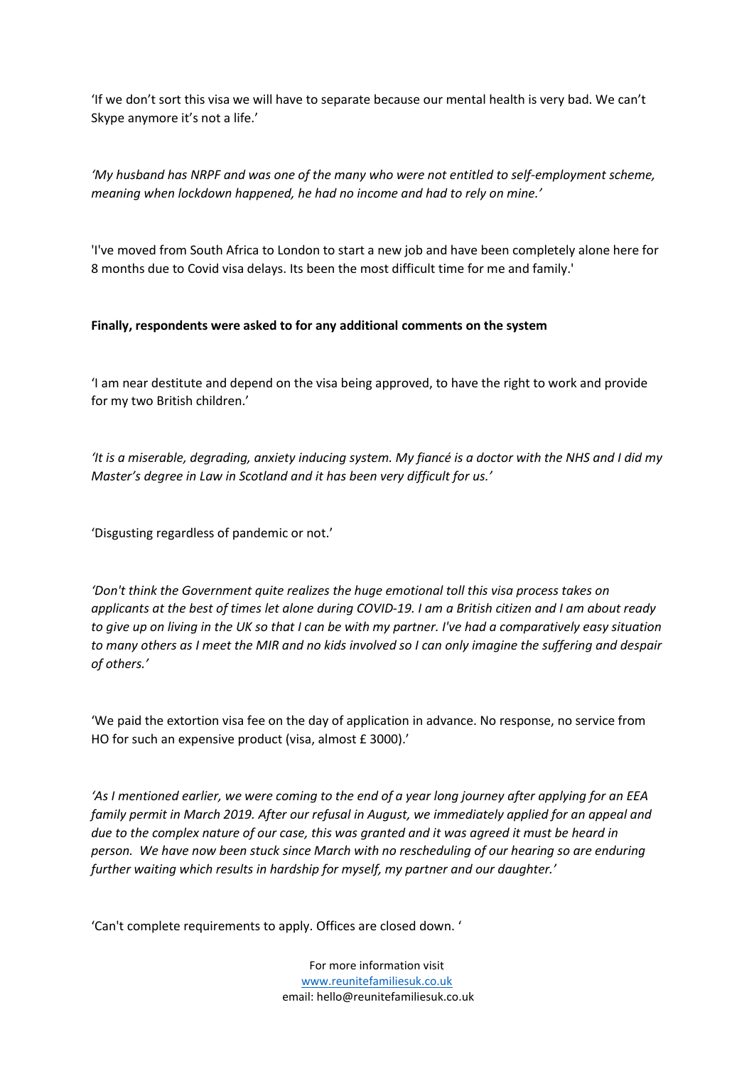'If we don't sort this visa we will have to separate because our mental health is very bad. We can't Skype anymore it's not a life.'

*'My husband has NRPF and was one of the many who were not entitled to self-employment scheme, meaning when lockdown happened, he had no income and had to rely on mine.'*

'I've moved from South Africa to London to start a new job and have been completely alone here for 8 months due to Covid visa delays. Its been the most difficult time for me and family.'

**Finally, respondents were asked to for any additional comments on the system**

'I am near destitute and depend on the visa being approved, to have the right to work and provide for my two British children.'

*'It is a miserable, degrading, anxiety inducing system. My fiancé is a doctor with the NHS and I did my Master's degree in Law in Scotland and it has been very difficult for us.'*

'Disgusting regardless of pandemic or not.'

*'Don't think the Government quite realizes the huge emotional toll this visa process takes on applicants at the best of times let alone during COVID-19. I am a British citizen and I am about ready to give up on living in the UK so that I can be with my partner. I've had a comparatively easy situation to many others as I meet the MIR and no kids involved so I can only imagine the suffering and despair of others.'*

'We paid the extortion visa fee on the day of application in advance. No response, no service from HO for such an expensive product (visa, almost £ 3000).'

*'As I mentioned earlier, we were coming to the end of a year long journey after applying for an EEA family permit in March 2019. After our refusal in August, we immediately applied for an appeal and due to the complex nature of our case, this was granted and it was agreed it must be heard in person. We have now been stuck since March with no rescheduling of our hearing so are enduring further waiting which results in hardship for myself, my partner and our daughter.'*

'Can't complete requirements to apply. Offices are closed down. '

For more information visit
www.reunitefamiliesuk.co.uk
email: hello@reunitefamiliesuk.co.uk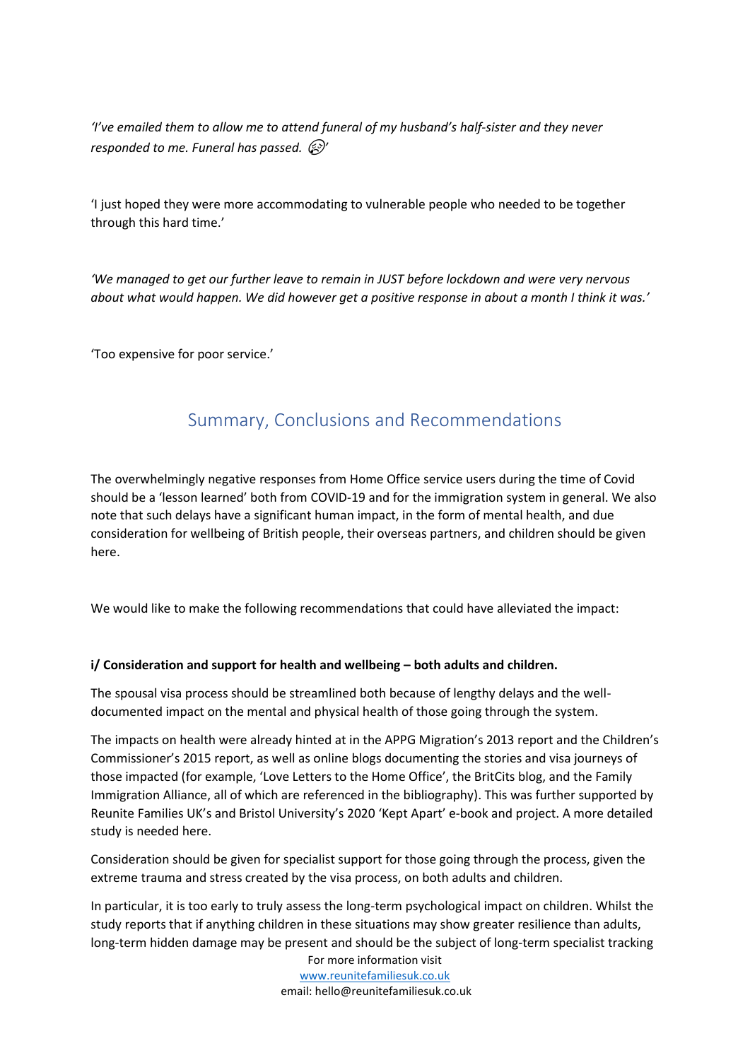*'I've emailed them to allow me to attend funeral of my husband's half-sister and they never responded to me. Funeral has passed. 😥'*

'I just hoped they were more accommodating to vulnerable people who needed to be together through this hard time.'

*'We managed to get our further leave to remain in JUST before lockdown and were very nervous about what would happen. We did however get a positive response in about a month I think it was.'*

'Too expensive for poor service.'

## Summary, Conclusions and Recommendations

The overwhelmingly negative responses from Home Office service users during the time of Covid should be a 'lesson learned' both from COVID-19 and for the immigration system in general. We also note that such delays have a significant human impact, in the form of mental health, and due consideration for wellbeing of British people, their overseas partners, and children should be given here.

We would like to make the following recommendations that could have alleviated the impact:

**i/ Consideration and support for health and wellbeing – both adults and children.**

The spousal visa process should be streamlined both because of lengthy delays and the well-documented impact on the mental and physical health of those going through the system.

The impacts on health were already hinted at in the APPG Migration's 2013 report and the Children's Commissioner's 2015 report, as well as online blogs documenting the stories and visa journeys of those impacted (for example, 'Love Letters to the Home Office', the BritCits blog, and the Family Immigration Alliance, all of which are referenced in the bibliography). This was further supported by Reunite Families UK's and Bristol University's 2020 'Kept Apart' e-book and project. A more detailed study is needed here.

Consideration should be given for specialist support for those going through the process, given the extreme trauma and stress created by the visa process, on both adults and children.

In particular, it is too early to truly assess the long-term psychological impact on children. Whilst the study reports that if anything children in these situations may show greater resilience than adults, long-term hidden damage may be present and should be the subject of long-term specialist tracking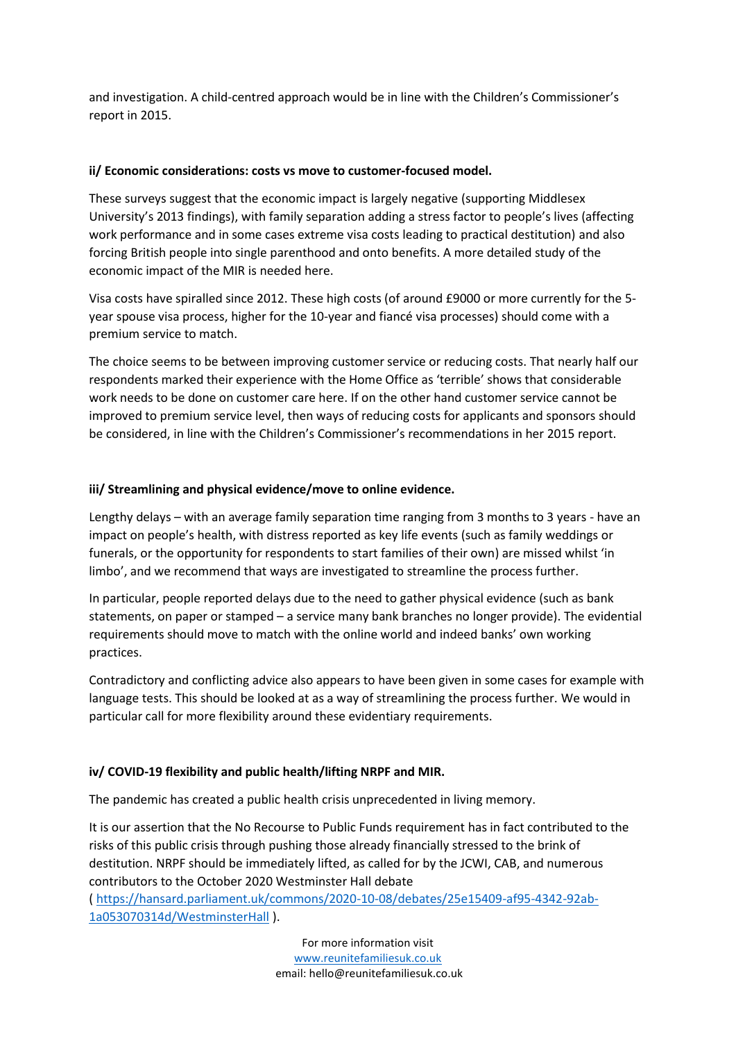and investigation. A child-centred approach would be in line with the Children's Commissioner's report in 2015.

**ii/ Economic considerations: costs vs move to customer-focused model.**

These surveys suggest that the economic impact is largely negative (supporting Middlesex University's 2013 findings), with family separation adding a stress factor to people's lives (affecting work performance and in some cases extreme visa costs leading to practical destitution) and also forcing British people into single parenthood and onto benefits. A more detailed study of the economic impact of the MIR is needed here.

Visa costs have spiralled since 2012. These high costs (of around £9000 or more currently for the 5-year spouse visa process, higher for the 10-year and fiancé visa processes) should come with a premium service to match.

The choice seems to be between improving customer service or reducing costs. That nearly half our respondents marked their experience with the Home Office as 'terrible' shows that considerable work needs to be done on customer care here. If on the other hand customer service cannot be improved to premium service level, then ways of reducing costs for applicants and sponsors should be considered, in line with the Children's Commissioner's recommendations in her 2015 report.

**iii/ Streamlining and physical evidence/move to online evidence.**

Lengthy delays – with an average family separation time ranging from 3 months to 3 years - have an impact on people's health, with distress reported as key life events (such as family weddings or funerals, or the opportunity for respondents to start families of their own) are missed whilst 'in limbo', and we recommend that ways are investigated to streamline the process further.

In particular, people reported delays due to the need to gather physical evidence (such as bank statements, on paper or stamped – a service many bank branches no longer provide). The evidential requirements should move to match with the online world and indeed banks' own working practices.

Contradictory and conflicting advice also appears to have been given in some cases for example with language tests. This should be looked at as a way of streamlining the process further. We would in particular call for more flexibility around these evidentiary requirements.

**iv/ COVID-19 flexibility and public health/lifting NRPF and MIR.**

The pandemic has created a public health crisis unprecedented in living memory.

It is our assertion that the No Recourse to Public Funds requirement has in fact contributed to the risks of this public crisis through pushing those already financially stressed to the brink of destitution. NRPF should be immediately lifted, as called for by the JCWI, CAB, and numerous contributors to the October 2020 Westminster Hall debate ( https://hansard.parliament.uk/commons/2020-10-08/debates/25e15409-af95-4342-92ab-1a053070314d/WestminsterHall ).

For more information visit
www.reunitefamiliesuk.co.uk
email: hello@reunitefamiliesuk.co.uk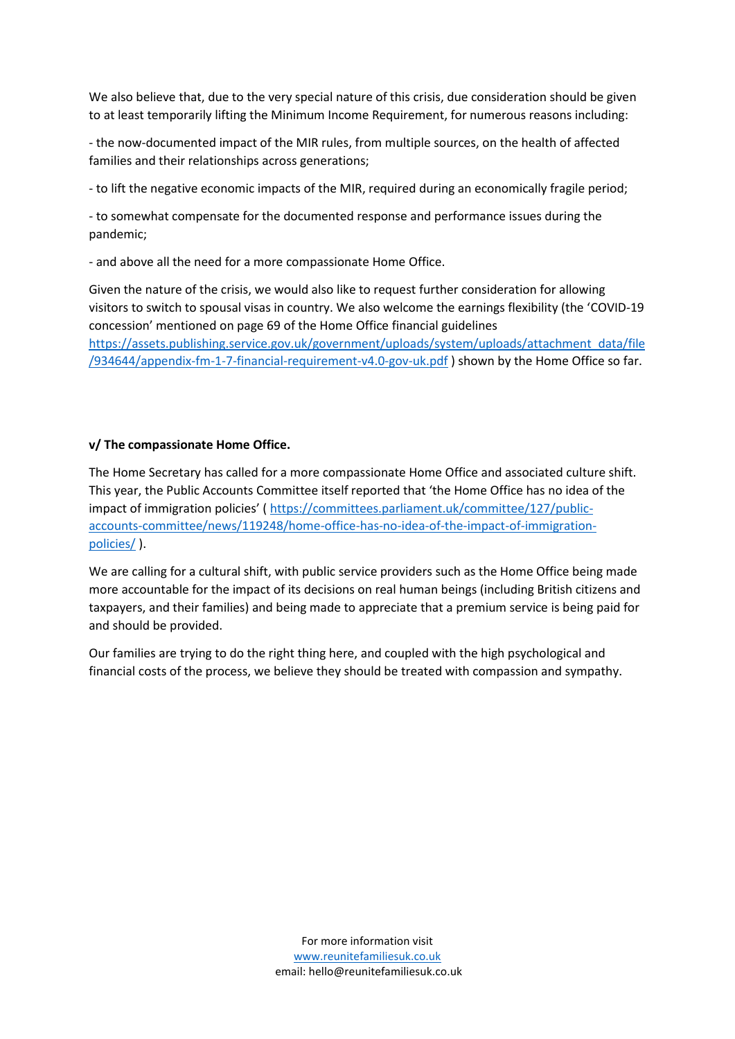We also believe that, due to the very special nature of this crisis, due consideration should be given to at least temporarily lifting the Minimum Income Requirement, for numerous reasons including:

- the now-documented impact of the MIR rules, from multiple sources, on the health of affected families and their relationships across generations;

- to lift the negative economic impacts of the MIR, required during an economically fragile period;

- to somewhat compensate for the documented response and performance issues during the pandemic;

- and above all the need for a more compassionate Home Office.

Given the nature of the crisis, we would also like to request further consideration for allowing visitors to switch to spousal visas in country. We also welcome the earnings flexibility (the 'COVID-19 concession' mentioned on page 69 of the Home Office financial guidelines https://assets.publishing.service.gov.uk/government/uploads/system/uploads/attachment_data/file/934644/appendix-fm-1-7-financial-requirement-v4.0-gov-uk.pdf ) shown by the Home Office so far.

**v/ The compassionate Home Office.**

The Home Secretary has called for a more compassionate Home Office and associated culture shift. This year, the Public Accounts Committee itself reported that 'the Home Office has no idea of the impact of immigration policies' ( https://committees.parliament.uk/committee/127/public-accounts-committee/news/119248/home-office-has-no-idea-of-the-impact-of-immigration-policies/ ).

We are calling for a cultural shift, with public service providers such as the Home Office being made more accountable for the impact of its decisions on real human beings (including British citizens and taxpayers, and their families) and being made to appreciate that a premium service is being paid for and should be provided.

Our families are trying to do the right thing here, and coupled with the high psychological and financial costs of the process, we believe they should be treated with compassion and sympathy.

For more information visit
www.reunitefamiliesuk.co.uk
email: hello@reunitefamiliesuk.co.uk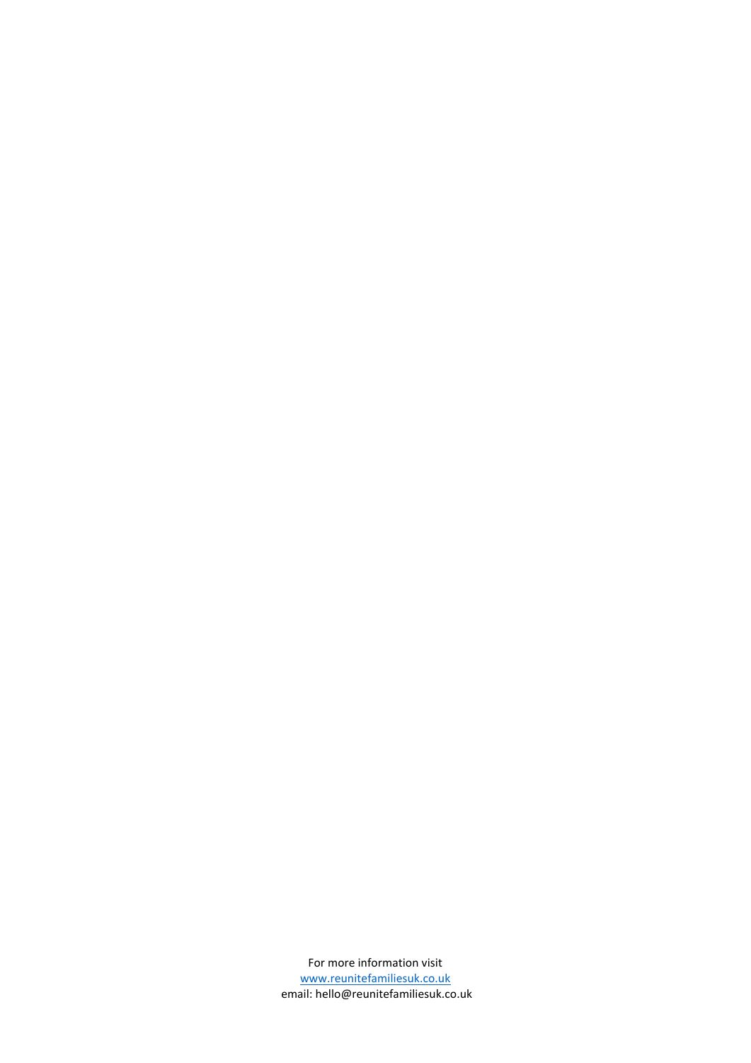For more information visit
[www.reunitefamiliesuk.co.uk](http://www.reunitefamiliesuk.co.uk)
email: hello@reunitefamiliesuk.co.uk